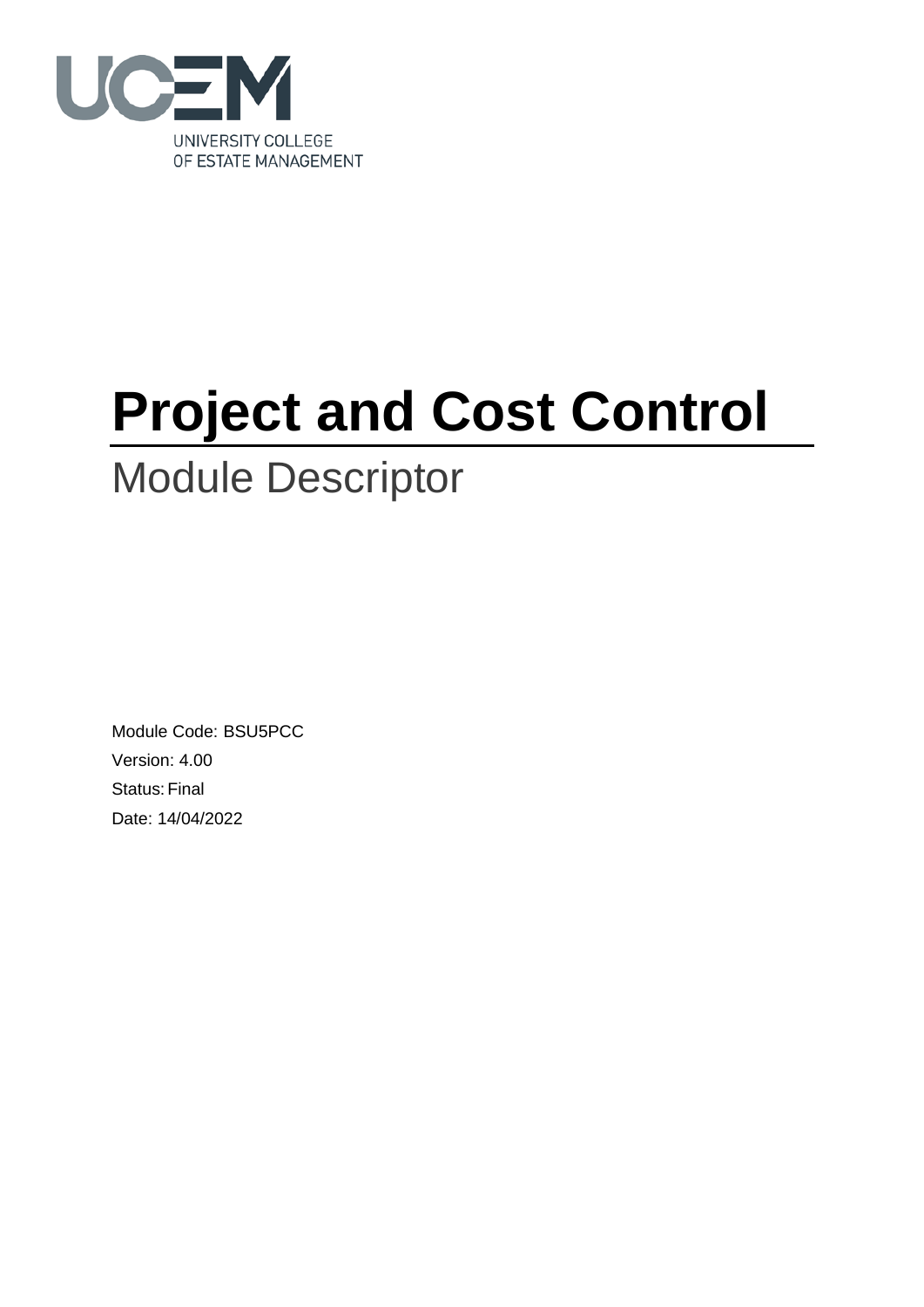UNIVERSITY COLLEGE OF ESTATE MANAGEMENT

# Project and Cost Control

## Module Descriptor

Module Code: BSU5PCC

Version: 4.00

Status: Final

Date: 14/04/2022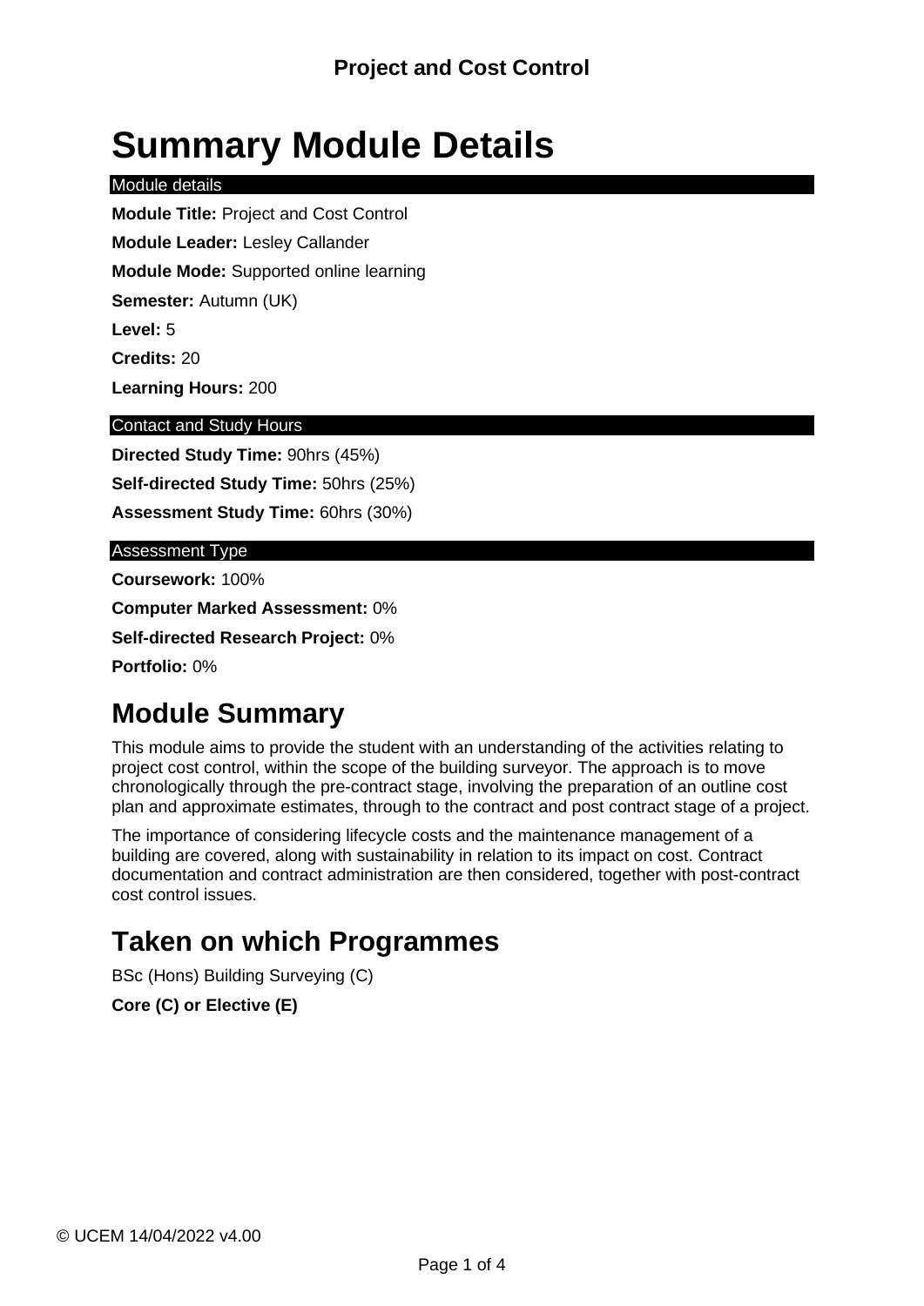# Summary Module Details

Module details

**Module Title:** Project and Cost Control

**Module Leader:** Lesley Callander

**Module Mode:** Supported online learning

**Semester:** Autumn (UK)

**Level:** 5

**Credits:** 20

**Learning Hours:** 200

Contact and Study Hours

**Directed Study Time:** 90hrs (45%)

**Self-directed Study Time:** 50hrs (25%)

**Assessment Study Time:** 60hrs (30%)

Assessment Type

**Coursework:** 100%

**Computer Marked Assessment:** 0%

**Self-directed Research Project:** 0%

**Portfolio:** 0%

## Module Summary

This module aims to provide the student with an understanding of the activities relating to project cost control, within the scope of the building surveyor. The approach is to move chronologically through the pre-contract stage, involving the preparation of an outline cost plan and approximate estimates, through to the contract and post contract stage of a project.

The importance of considering lifecycle costs and the maintenance management of a building are covered, along with sustainability in relation to its impact on cost. Contract documentation and contract administration are then considered, together with post-contract cost control issues.

## Taken on which Programmes

BSc (Hons) Building Surveying (C)

**Core (C) or Elective (E)**

© UCEM 14/04/2022 v4.00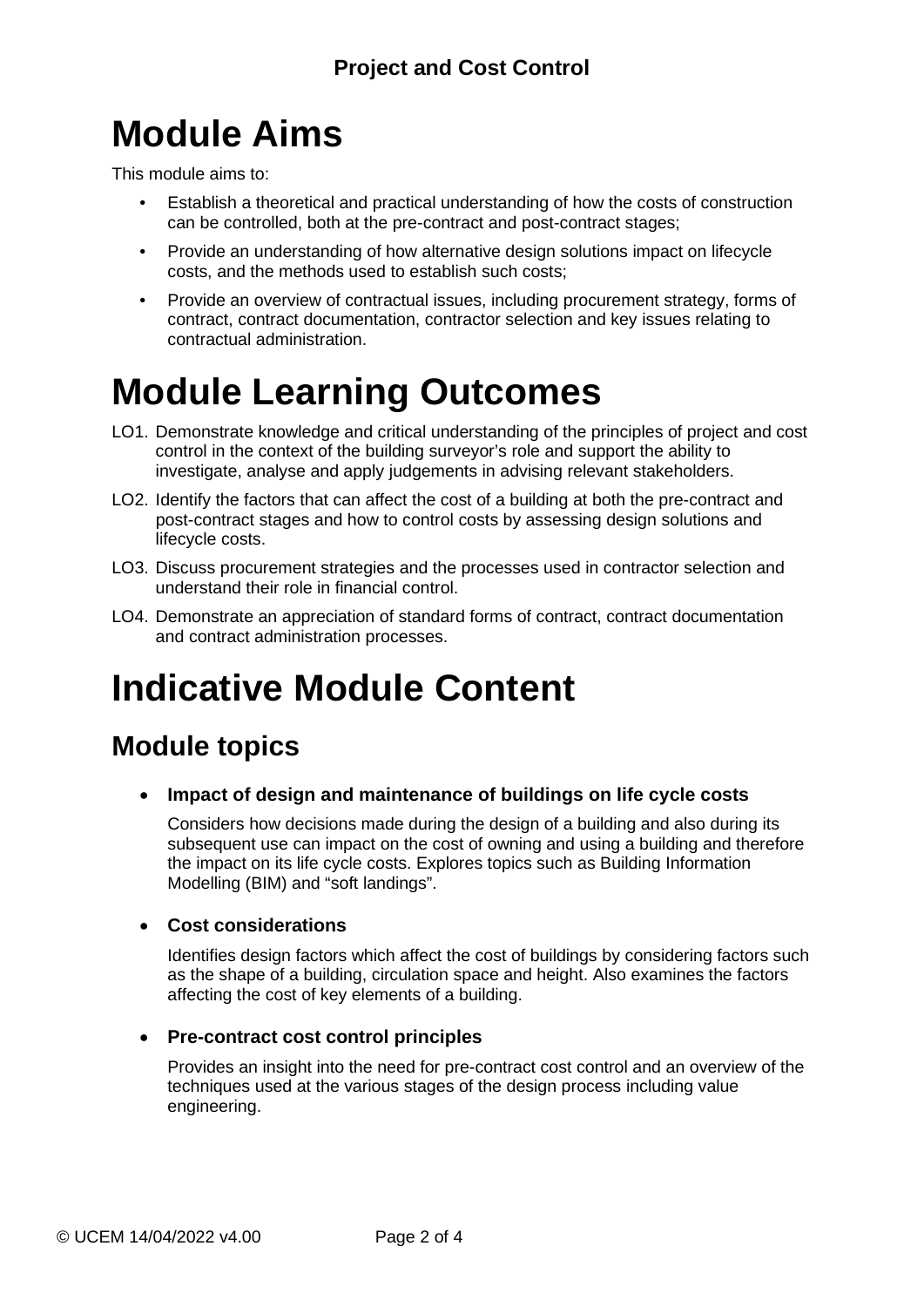# Module Aims

This module aims to:

- Establish a theoretical and practical understanding of how the costs of construction can be controlled, both at the pre-contract and post-contract stages;
- Provide an understanding of how alternative design solutions impact on lifecycle costs, and the methods used to establish such costs;
- Provide an overview of contractual issues, including procurement strategy, forms of contract, contract documentation, contractor selection and key issues relating to contractual administration.

# Module Learning Outcomes

LO1. Demonstrate knowledge and critical understanding of the principles of project and cost control in the context of the building surveyor's role and support the ability to investigate, analyse and apply judgements in advising relevant stakeholders.

LO2. Identify the factors that can affect the cost of a building at both the pre-contract and post-contract stages and how to control costs by assessing design solutions and lifecycle costs.

LO3. Discuss procurement strategies and the processes used in contractor selection and understand their role in financial control.

LO4. Demonstrate an appreciation of standard forms of contract, contract documentation and contract administration processes.

# Indicative Module Content

## Module topics

- **Impact of design and maintenance of buildings on life cycle costs**

  Considers how decisions made during the design of a building and also during its subsequent use can impact on the cost of owning and using a building and therefore the impact on its life cycle costs. Explores topics such as Building Information Modelling (BIM) and "soft landings".

- **Cost considerations**

  Identifies design factors which affect the cost of buildings by considering factors such as the shape of a building, circulation space and height. Also examines the factors affecting the cost of key elements of a building.

- **Pre-contract cost control principles**

  Provides an insight into the need for pre-contract cost control and an overview of the techniques used at the various stages of the design process including value engineering.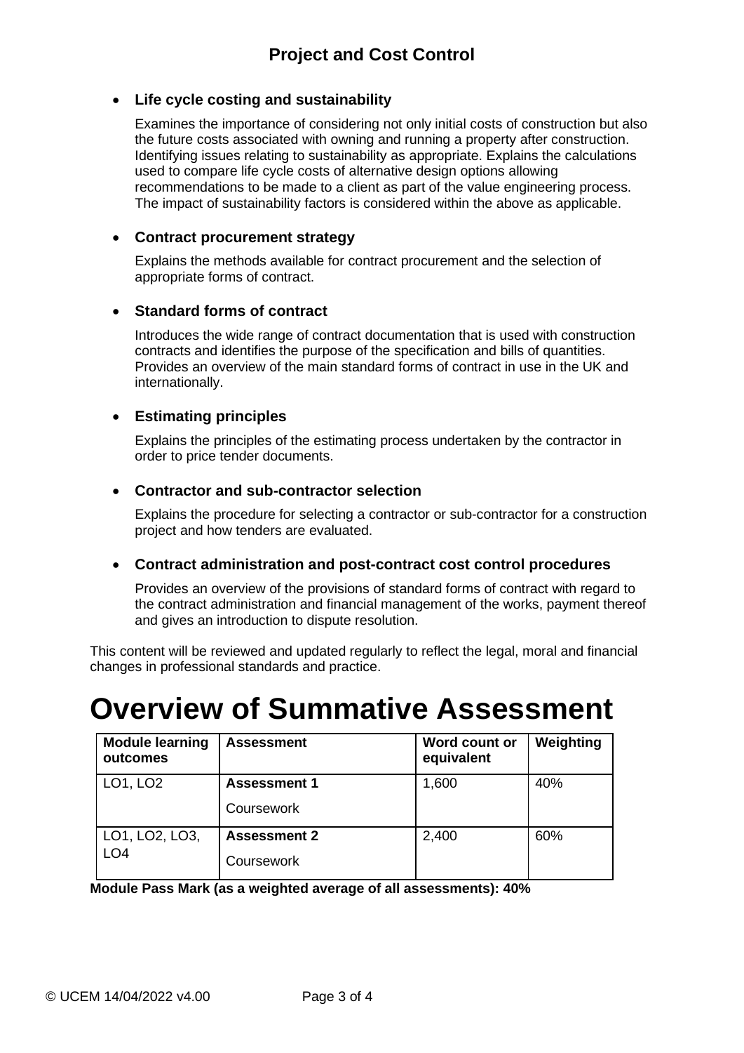- **Life cycle costing and sustainability**

  Examines the importance of considering not only initial costs of construction but also the future costs associated with owning and running a property after construction. Identifying issues relating to sustainability as appropriate. Explains the calculations used to compare life cycle costs of alternative design options allowing recommendations to be made to a client as part of the value engineering process. The impact of sustainability factors is considered within the above as applicable.

- **Contract procurement strategy**

  Explains the methods available for contract procurement and the selection of appropriate forms of contract.

- **Standard forms of contract**

  Introduces the wide range of contract documentation that is used with construction contracts and identifies the purpose of the specification and bills of quantities. Provides an overview of the main standard forms of contract in use in the UK and internationally.

- **Estimating principles**

  Explains the principles of the estimating process undertaken by the contractor in order to price tender documents.

- **Contractor and sub-contractor selection**

  Explains the procedure for selecting a contractor or sub-contractor for a construction project and how tenders are evaluated.

- **Contract administration and post-contract cost control procedures**

  Provides an overview of the provisions of standard forms of contract with regard to the contract administration and financial management of the works, payment thereof and gives an introduction to dispute resolution.

This content will be reviewed and updated regularly to reflect the legal, moral and financial changes in professional standards and practice.

# Overview of Summative Assessment

| Module learning outcomes | Assessment | Word count or equivalent | Weighting |
|---|---|---|---|
| LO1, LO2 | **Assessment 1** Coursework | 1,600 | 40% |
| LO1, LO2, LO3, LO4 | **Assessment 2** Coursework | 2,400 | 60% |

**Module Pass Mark (as a weighted average of all assessments): 40%**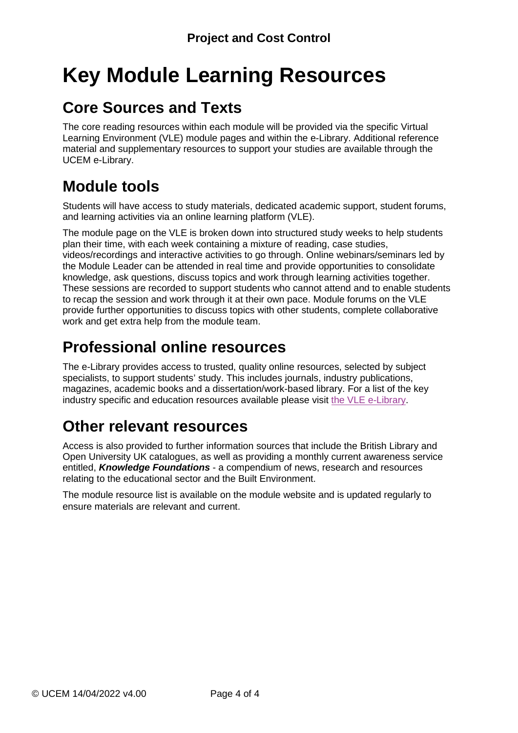# Key Module Learning Resources

## Core Sources and Texts

The core reading resources within each module will be provided via the specific Virtual Learning Environment (VLE) module pages and within the e-Library. Additional reference material and supplementary resources to support your studies are available through the UCEM e-Library.

## Module tools

Students will have access to study materials, dedicated academic support, student forums, and learning activities via an online learning platform (VLE).

The module page on the VLE is broken down into structured study weeks to help students plan their time, with each week containing a mixture of reading, case studies, videos/recordings and interactive activities to go through. Online webinars/seminars led by the Module Leader can be attended in real time and provide opportunities to consolidate knowledge, ask questions, discuss topics and work through learning activities together. These sessions are recorded to support students who cannot attend and to enable students to recap the session and work through it at their own pace. Module forums on the VLE provide further opportunities to discuss topics with other students, complete collaborative work and get extra help from the module team.

## Professional online resources

The e-Library provides access to trusted, quality online resources, selected by subject specialists, to support students' study. This includes journals, industry publications, magazines, academic books and a dissertation/work-based library. For a list of the key industry specific and education resources available please visit the VLE e-Library.

## Other relevant resources

Access is also provided to further information sources that include the British Library and Open University UK catalogues, as well as providing a monthly current awareness service entitled, ***Knowledge Foundations*** - a compendium of news, research and resources relating to the educational sector and the Built Environment.

The module resource list is available on the module website and is updated regularly to ensure materials are relevant and current.